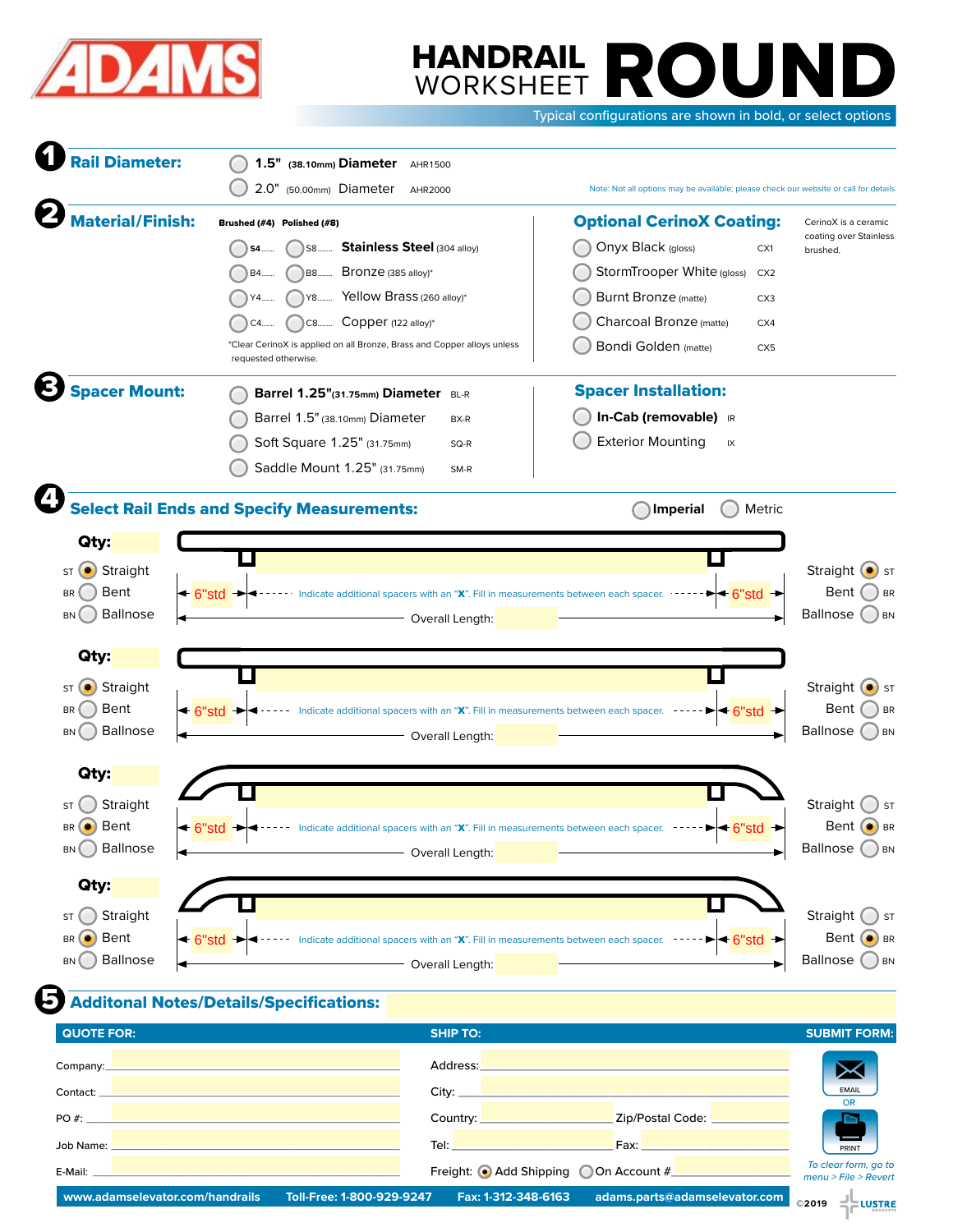# ADAMS

# HANDRAIL WORKSHEET ROUND

Typical configurations are shown in bold, or select options

## 1 Rail Diameter:

- **1.5" (38.10mm) Diameter** AHR1500
- 2.0" (50.00mm) Diameter AHR2000

Note: Not all options may be available; please check our website or call for details

## 2 Material/Finish:

| Brushed (#4) | Polished (#8) | Material |
|---|---|---|
| **S4** | S8 | **Stainless Steel** (304 alloy) |
| B4 | B8 | Bronze (385 alloy)* |
| Y4 | Y8 | Yellow Brass (260 alloy)* |
| C4 | C8 | Copper (122 alloy)* |

*Clear CerinoX is applied on all Bronze, Brass and Copper alloys unless requested otherwise.

### Optional CerinoX Coating:

CerinoX is a ceramic coating over Stainless brushed.

- Onyx Black (gloss) CX1
- StormTrooper White (gloss) CX2
- Burnt Bronze (matte) CX3
- Charcoal Bronze (matte) CX4
- Bondi Golden (matte) CX5

## 3 Spacer Mount:

- **Barrel 1.25" (31.75mm) Diameter** BL-R
- Barrel 1.5" (38.10mm) Diameter BX-R
- Soft Square 1.25" (31.75mm) SQ-R
- Saddle Mount 1.25" (31.75mm) SM-R

### Spacer Installation:

- **In-Cab (removable)** IR
- Exterior Mounting IX

## 4 Select Rail Ends and Specify Measurements:

**Imperial** / Metric

**Qty:**

- ST ◉ Straight / BR Bent / BN Ballnose
- 6"std — Indicate additional spacers with an "X". Fill in measurements between each spacer. — 6"std
- Overall Length:
- Straight ◉ ST / Bent BR / Ballnose BN

**Qty:**

- ST ◉ Straight / BR Bent / BN Ballnose
- 6"std — Indicate additional spacers with an "X". Fill in measurements between each spacer. — 6"std
- Overall Length:
- Straight ◉ ST / Bent BR / Ballnose BN

**Qty:**

- ST Straight / BR ◉ Bent / BN Ballnose
- 6"std — Indicate additional spacers with an "X". Fill in measurements between each spacer. — 6"std
- Overall Length:
- Straight ST / Bent ◉ BR / Ballnose BN

**Qty:**

- ST Straight / BR ◉ Bent / BN Ballnose
- 6"std — Indicate additional spacers with an "X". Fill in measurements between each spacer. — 6"std
- Overall Length:
- Straight ST / Bent ◉ BR / Ballnose BN

## 5 Additonal Notes/Details/Specifications:

| QUOTE FOR: | SHIP TO: | SUBMIT FORM: |
|---|---|---|
| Company: | Address: | EMAIL |
| Contact: | City: | OR |
| PO #: | Country: Zip/Postal Code: | PRINT |
| Job Name: | Tel: Fax: | |
| E-Mail: | Freight: ◉ Add Shipping ○ On Account # | To clear form, go to menu > File > Revert |

www.adamselevator.com/handrails Toll-Free: 1-800-929-9247 Fax: 1-312-348-6163 adams.parts@adamselevator.com

©2019 LUSTRE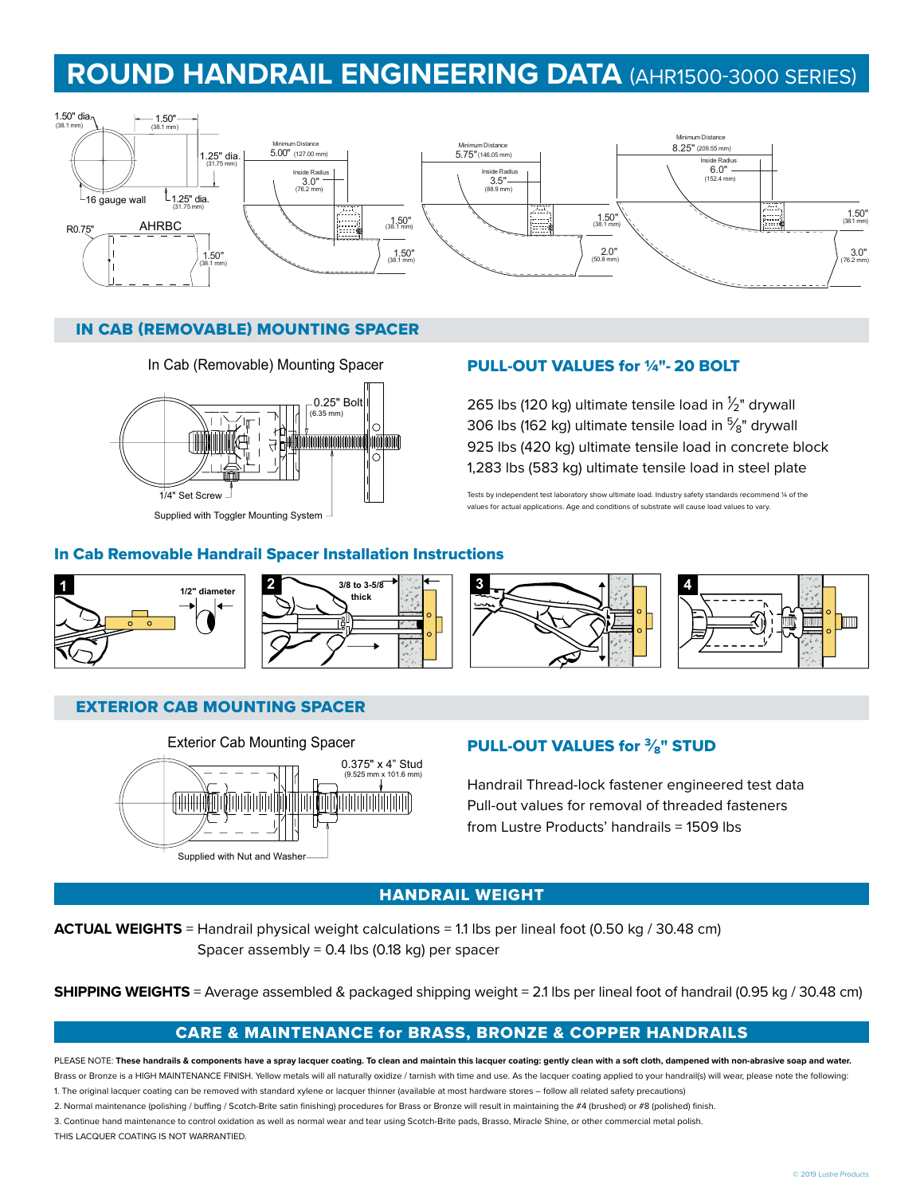# ROUND HANDRAIL ENGINEERING DATA (AHR1500-3000 SERIES)

1.50" dia. (38.1 mm)
1.50" (38.1 mm)
1.25" dia. (31.75 mm)
16 gauge wall
1.25" dia. (31.75 mm)
R0.75"
AHRBC
1.50" (38.1 mm)

Minimum Distance 5.00" (127.00 mm)
Inside Radius 3.0" (76.2 mm)
1.50" (38.1 mm)
1.50" (38.1 mm)

Minimum Distance 5.75" (146.05 mm)
Inside Radius 3.5" (88.9 mm)
1.50" (38.1 mm)
2.0" (50.8 mm)

Minimum Distance 8.25" (209.55 mm)
Inside Radius 6.0" (152.4 mm)
1.50" (38.1 mm)
3.0" (76.2 mm)

## IN CAB (REMOVABLE) MOUNTING SPACER

In Cab (Removable) Mounting Spacer

0.25" Bolt (6.35 mm)
1/4" Set Screw
Supplied with Toggler Mounting System

### PULL-OUT VALUES for ¼"- 20 BOLT

265 lbs (120 kg) ultimate tensile load in ½" drywall
306 lbs (162 kg) ultimate tensile load in ⅝" drywall
925 lbs (420 kg) ultimate tensile load in concrete block
1,283 lbs (583 kg) ultimate tensile load in steel plate

Tests by independent test laboratory show ultimate load. Industry safety standards recommend ¼ of the values for actual applications. Age and conditions of substrate will cause load values to vary.

### In Cab Removable Handrail Spacer Installation Instructions

1. 1/2" diameter
2. 3/8 to 3-5/8 thick
3.
4.

## EXTERIOR CAB MOUNTING SPACER

Exterior Cab Mounting Spacer

0.375" x 4" Stud (9.525 mm x 101.6 mm)
Supplied with Nut and Washer

### PULL-OUT VALUES for ⅜" STUD

Handrail Thread-lock fastener engineered test data
Pull-out values for removal of threaded fasteners
from Lustre Products' handrails = 1509 lbs

## HANDRAIL WEIGHT

**ACTUAL WEIGHTS** = Handrail physical weight calculations = 1.1 lbs per lineal foot (0.50 kg / 30.48 cm)
Spacer assembly = 0.4 lbs (0.18 kg) per spacer

**SHIPPING WEIGHTS** = Average assembled & packaged shipping weight = 2.1 lbs per lineal foot of handrail (0.95 kg / 30.48 cm)

## CARE & MAINTENANCE for BRASS, BRONZE & COPPER HANDRAILS

PLEASE NOTE: **These handrails & components have a spray lacquer coating. To clean and maintain this lacquer coating: gently clean with a soft cloth, dampened with non-abrasive soap and water.**

Brass or Bronze is a HIGH MAINTENANCE FINISH. Yellow metals will all naturally oxidize / tarnish with time and use. As the lacquer coating applied to your handrail(s) will wear, please note the following:

1. The original lacquer coating can be removed with standard xylene or lacquer thinner (available at most hardware stores – follow all related safety precautions)
2. Normal maintenance (polishing / buffing / Scotch-Brite satin finishing) procedures for Brass or Bronze will result in maintaining the #4 (brushed) or #8 (polished) finish.
3. Continue hand maintenance to control oxidation as well as normal wear and tear using Scotch-Brite pads, Brasso, Miracle Shine, or other commercial metal polish.

THIS LACQUER COATING IS NOT WARRANTIED.

© 2019 Lustre Products